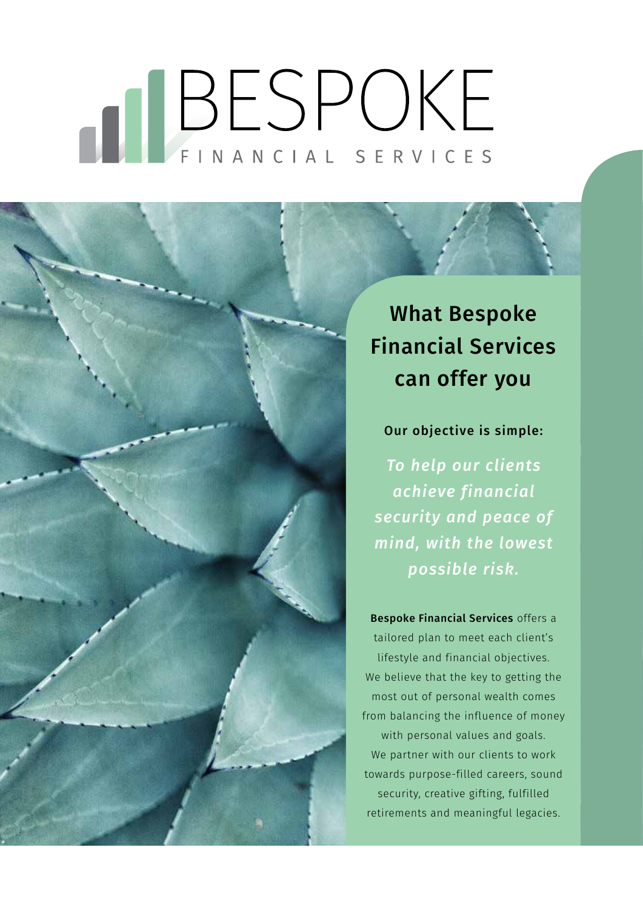# BESPOKE

FINANCIAL SERVICES

## What Bespoke Financial Services can offer you

**Our objective is simple:**

***To help our clients achieve financial security and peace of mind, with the lowest possible risk.***

**Bespoke Financial Services** offers a tailored plan to meet each client's lifestyle and financial objectives. We believe that the key to getting the most out of personal wealth comes from balancing the influence of money with personal values and goals. We partner with our clients to work towards purpose-filled careers, sound security, creative gifting, fulfilled retirements and meaningful legacies.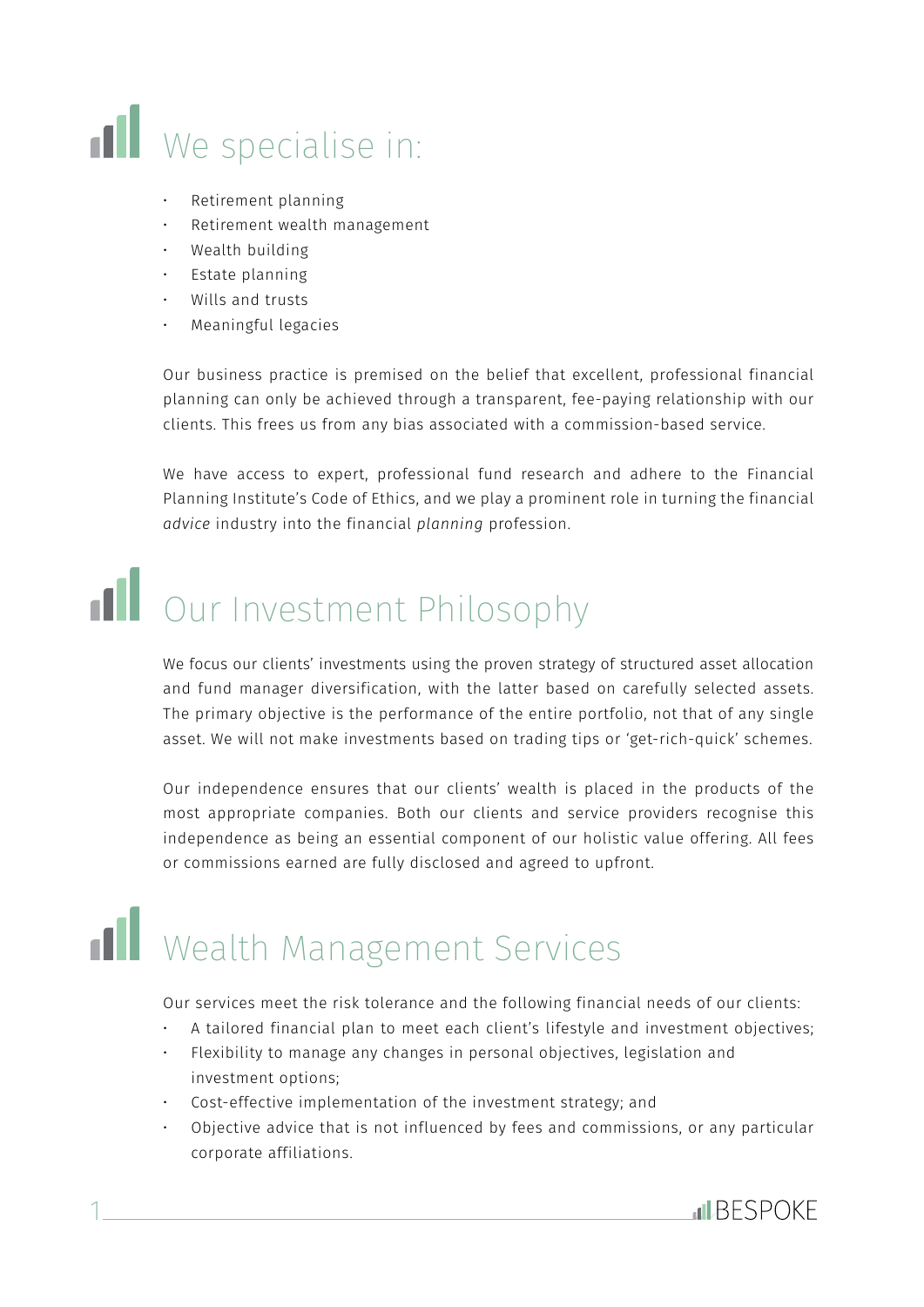## We specialise in:

- Retirement planning
- Retirement wealth management
- Wealth building
- Estate planning
- Wills and trusts
- Meaningful legacies

Our business practice is premised on the belief that excellent, professional financial planning can only be achieved through a transparent, fee-paying relationship with our clients. This frees us from any bias associated with a commission-based service.

We have access to expert, professional fund research and adhere to the Financial Planning Institute's Code of Ethics, and we play a prominent role in turning the financial *advice* industry into the financial *planning* profession.

## Our Investment Philosophy

We focus our clients' investments using the proven strategy of structured asset allocation and fund manager diversification, with the latter based on carefully selected assets. The primary objective is the performance of the entire portfolio, not that of any single asset. We will not make investments based on trading tips or 'get-rich-quick' schemes.

Our independence ensures that our clients' wealth is placed in the products of the most appropriate companies. Both our clients and service providers recognise this independence as being an essential component of our holistic value offering. All fees or commissions earned are fully disclosed and agreed to upfront.

## Wealth Management Services

Our services meet the risk tolerance and the following financial needs of our clients:

- A tailored financial plan to meet each client's lifestyle and investment objectives;
- Flexibility to manage any changes in personal objectives, legislation and investment options;
- Cost-effective implementation of the investment strategy; and
- Objective advice that is not influenced by fees and commissions, or any particular corporate affiliations.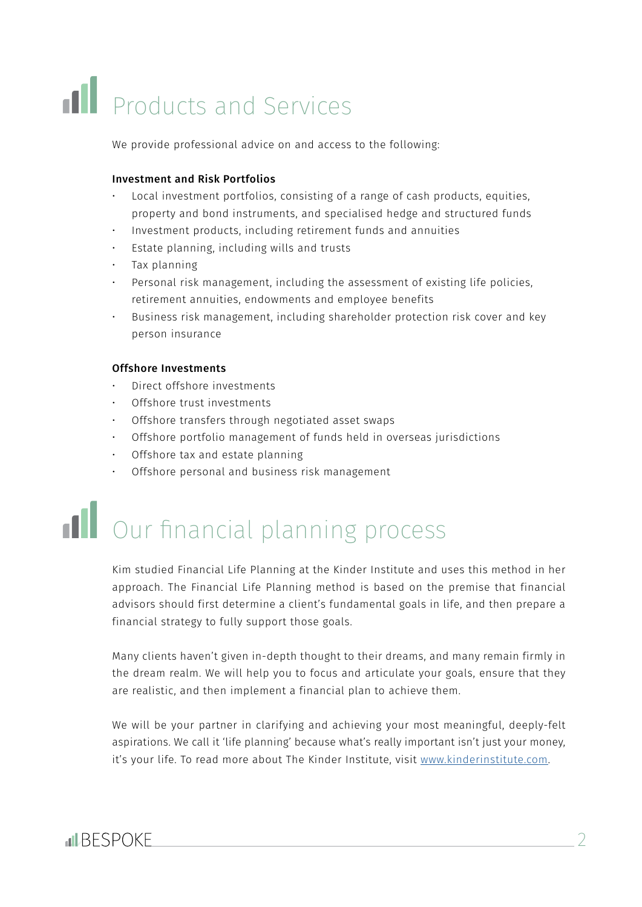# Products and Services

We provide professional advice on and access to the following:

**Investment and Risk Portfolios**

- Local investment portfolios, consisting of a range of cash products, equities, property and bond instruments, and specialised hedge and structured funds
- Investment products, including retirement funds and annuities
- Estate planning, including wills and trusts
- Tax planning
- Personal risk management, including the assessment of existing life policies, retirement annuities, endowments and employee benefits
- Business risk management, including shareholder protection risk cover and key person insurance

**Offshore Investments**

- Direct offshore investments
- Offshore trust investments
- Offshore transfers through negotiated asset swaps
- Offshore portfolio management of funds held in overseas jurisdictions
- Offshore tax and estate planning
- Offshore personal and business risk management

# Our financial planning process

Kim studied Financial Life Planning at the Kinder Institute and uses this method in her approach. The Financial Life Planning method is based on the premise that financial advisors should first determine a client's fundamental goals in life, and then prepare a financial strategy to fully support those goals.

Many clients haven't given in-depth thought to their dreams, and many remain firmly in the dream realm. We will help you to focus and articulate your goals, ensure that they are realistic, and then implement a financial plan to achieve them.

We will be your partner in clarifying and achieving your most meaningful, deeply-felt aspirations. We call it 'life planning' because what's really important isn't just your money, it's your life. To read more about The Kinder Institute, visit www.kinderinstitute.com.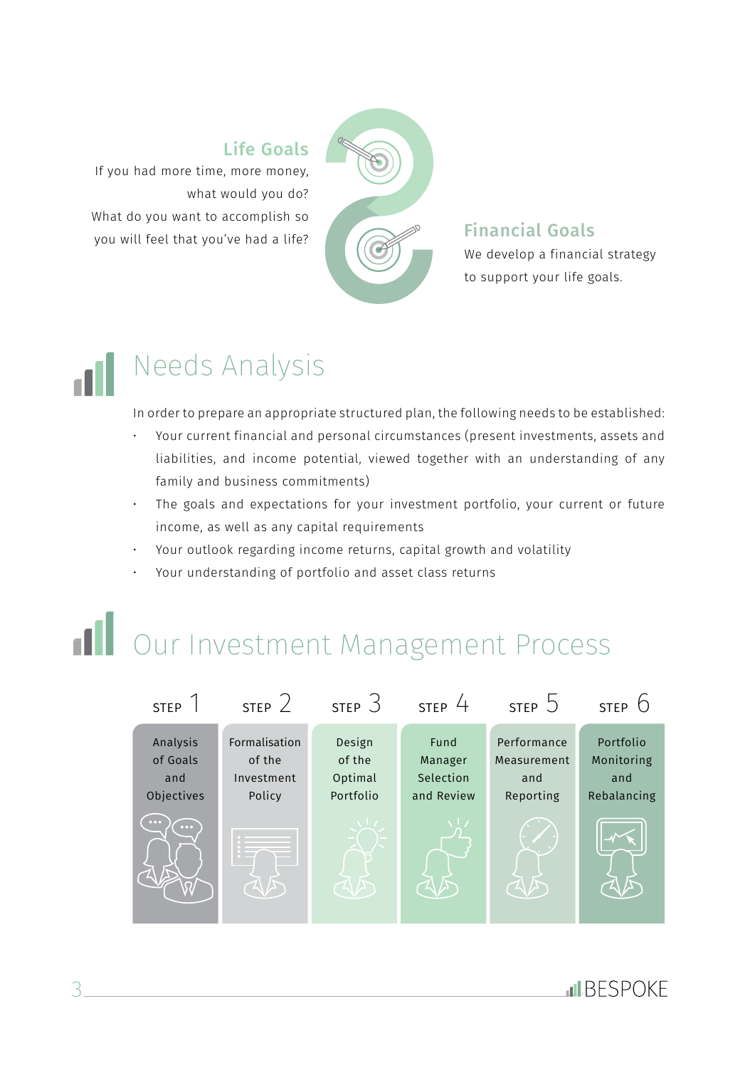### Life Goals

If you had more time, more money, what would you do?
What do you want to accomplish so you will feel that you've had a life?

### Financial Goals

We develop a financial strategy to support your life goals.

## Needs Analysis

In order to prepare an appropriate structured plan, the following needs to be established:

- Your current financial and personal circumstances (present investments, assets and liabilities, and income potential, viewed together with an understanding of any family and business commitments)
- The goals and expectations for your investment portfolio, your current or future income, as well as any capital requirements
- Your outlook regarding income returns, capital growth and volatility
- Your understanding of portfolio and asset class returns

## Our Investment Management Process

| STEP 1 | STEP 2 | STEP 3 | STEP 4 | STEP 5 | STEP 6 |
|---|---|---|---|---|---|
| Analysis of Goals and Objectives | Formalisation of the Investment Policy | Design of the Optimal Portfolio | Fund Manager Selection and Review | Performance Measurement and Reporting | Portfolio Monitoring and Rebalancing |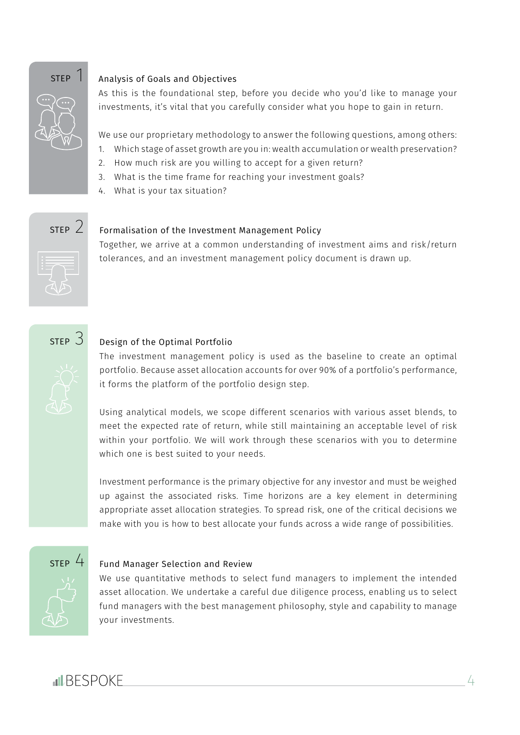## STEP 1

### Analysis of Goals and Objectives

As this is the foundational step, before you decide who you'd like to manage your investments, it's vital that you carefully consider what you hope to gain in return.

We use our proprietary methodology to answer the following questions, among others:

1. Which stage of asset growth are you in: wealth accumulation or wealth preservation?
2. How much risk are you willing to accept for a given return?
3. What is the time frame for reaching your investment goals?
4. What is your tax situation?

## STEP 2

### Formalisation of the Investment Management Policy

Together, we arrive at a common understanding of investment aims and risk/return tolerances, and an investment management policy document is drawn up.

## STEP 3

### Design of the Optimal Portfolio

The investment management policy is used as the baseline to create an optimal portfolio. Because asset allocation accounts for over 90% of a portfolio's performance, it forms the platform of the portfolio design step.

Using analytical models, we scope different scenarios with various asset blends, to meet the expected rate of return, while still maintaining an acceptable level of risk within your portfolio. We will work through these scenarios with you to determine which one is best suited to your needs.

Investment performance is the primary objective for any investor and must be weighed up against the associated risks. Time horizons are a key element in determining appropriate asset allocation strategies. To spread risk, one of the critical decisions we make with you is how to best allocate your funds across a wide range of possibilities.

## STEP 4

### Fund Manager Selection and Review

We use quantitative methods to select fund managers to implement the intended asset allocation. We undertake a careful due diligence process, enabling us to select fund managers with the best management philosophy, style and capability to manage your investments.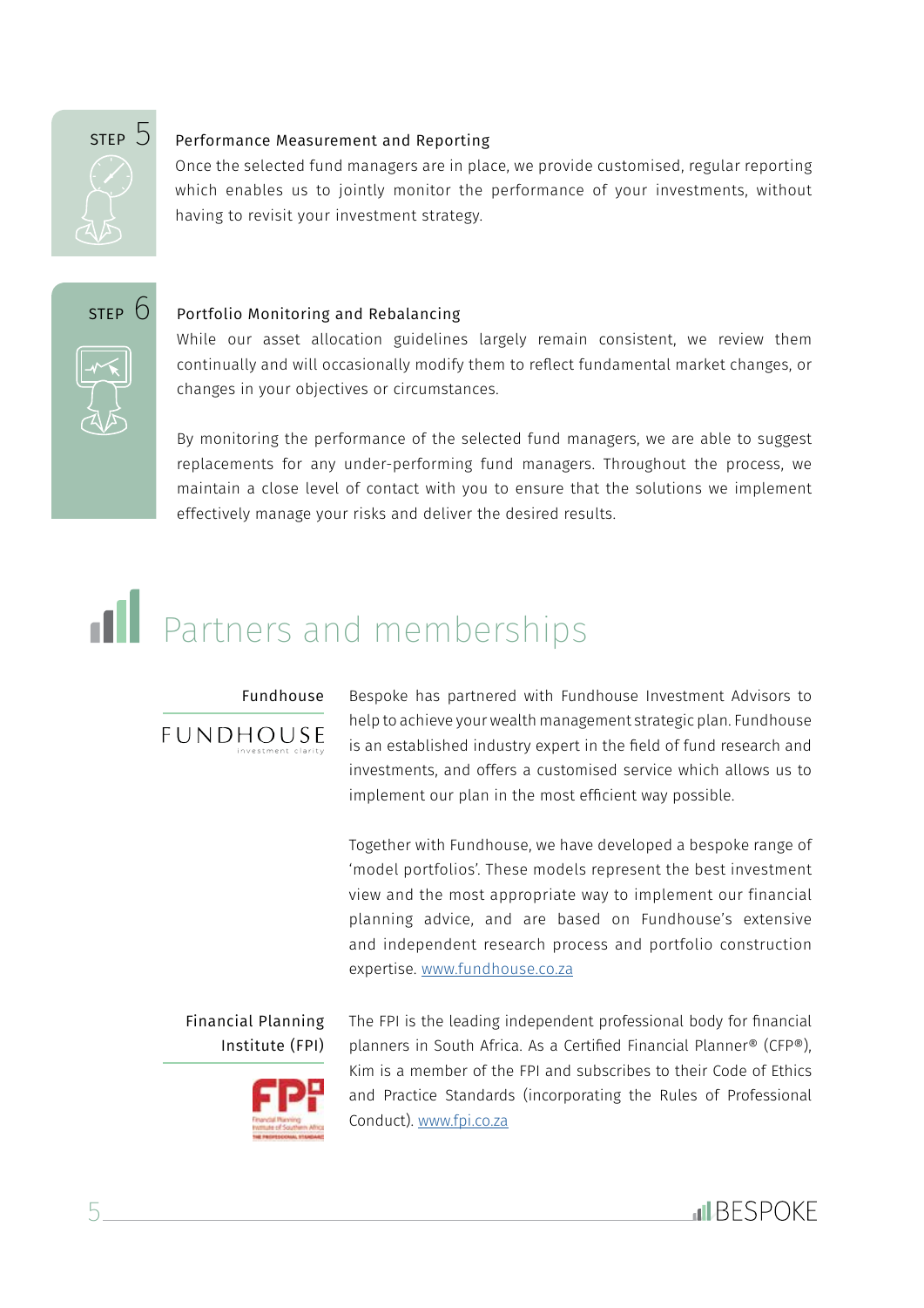## STEP 5

### Performance Measurement and Reporting

Once the selected fund managers are in place, we provide customised, regular reporting which enables us to jointly monitor the performance of your investments, without having to revisit your investment strategy.

## STEP 6

### Portfolio Monitoring and Rebalancing

While our asset allocation guidelines largely remain consistent, we review them continually and will occasionally modify them to reflect fundamental market changes, or changes in your objectives or circumstances.

By monitoring the performance of the selected fund managers, we are able to suggest replacements for any under-performing fund managers. Throughout the process, we maintain a close level of contact with you to ensure that the solutions we implement effectively manage your risks and deliver the desired results.

# Partners and memberships

### Fundhouse

FUNDHOUSE investment clarity

Bespoke has partnered with Fundhouse Investment Advisors to help to achieve your wealth management strategic plan. Fundhouse is an established industry expert in the field of fund research and investments, and offers a customised service which allows us to implement our plan in the most efficient way possible.

Together with Fundhouse, we have developed a bespoke range of 'model portfolios'. These models represent the best investment view and the most appropriate way to implement our financial planning advice, and are based on Fundhouse's extensive and independent research process and portfolio construction expertise. www.fundhouse.co.za

### Financial Planning Institute (FPI)

The FPI is the leading independent professional body for financial planners in South Africa. As a Certified Financial Planner® (CFP®), Kim is a member of the FPI and subscribes to their Code of Ethics and Practice Standards (incorporating the Rules of Professional Conduct). www.fpi.co.za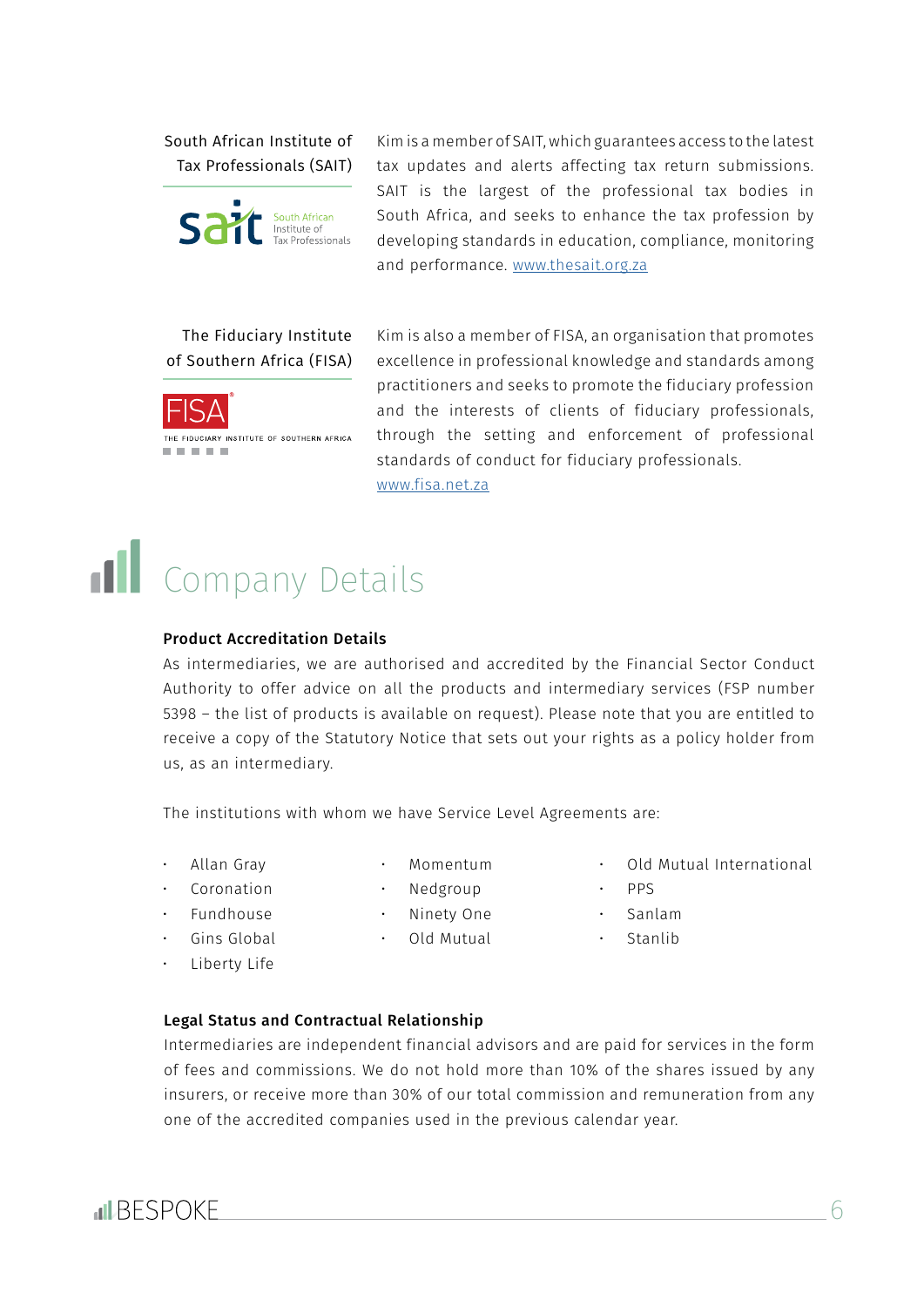**South African Institute of Tax Professionals (SAIT)**

Kim is a member of SAIT, which guarantees access to the latest tax updates and alerts affecting tax return submissions. SAIT is the largest of the professional tax bodies in South Africa, and seeks to enhance the tax profession by developing standards in education, compliance, monitoring and performance. www.thesait.org.za

**The Fiduciary Institute of Southern Africa (FISA)**

Kim is also a member of FISA, an organisation that promotes excellence in professional knowledge and standards among practitioners and seeks to promote the fiduciary profession and the interests of clients of fiduciary professionals, through the setting and enforcement of professional standards of conduct for fiduciary professionals. www.fisa.net.za

# Company Details

**Product Accreditation Details**

As intermediaries, we are authorised and accredited by the Financial Sector Conduct Authority to offer advice on all the products and intermediary services (FSP number 5398 – the list of products is available on request). Please note that you are entitled to receive a copy of the Statutory Notice that sets out your rights as a policy holder from us, as an intermediary.

The institutions with whom we have Service Level Agreements are:

- Allan Gray
- Coronation
- Fundhouse
- Gins Global
- Liberty Life
- Momentum
- Nedgroup
- Ninety One
- Old Mutual
- Old Mutual International
- PPS
- Sanlam
- Stanlib

**Legal Status and Contractual Relationship**

Intermediaries are independent financial advisors and are paid for services in the form of fees and commissions. We do not hold more than 10% of the shares issued by any insurers, or receive more than 30% of our total commission and remuneration from any one of the accredited companies used in the previous calendar year.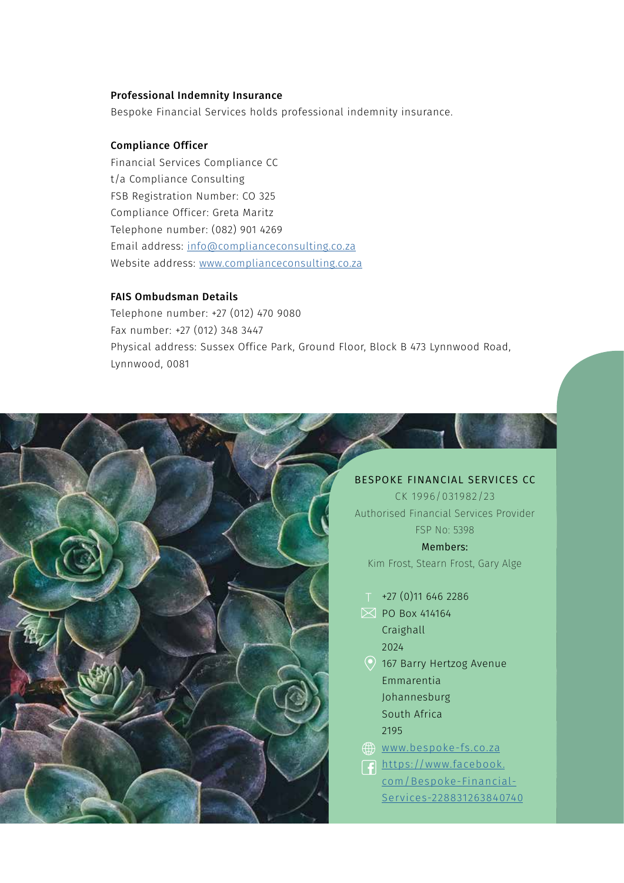**Professional Indemnity Insurance**

Bespoke Financial Services holds professional indemnity insurance.

**Compliance Officer**

Financial Services Compliance CC
t/a Compliance Consulting
FSB Registration Number: CO 325
Compliance Officer: Greta Maritz
Telephone number: (082) 901 4269
Email address: info@complianceconsulting.co.za
Website address: www.complianceconsulting.co.za

**FAIS Ombudsman Details**

Telephone number: +27 (012) 470 9080
Fax number: +27 (012) 348 3447
Physical address: Sussex Office Park, Ground Floor, Block B 473 Lynnwood Road, Lynnwood, 0081

BESPOKE FINANCIAL SERVICES CC
CK 1996/031982/23
Authorised Financial Services Provider
FSP No: 5398

Members:
Kim Frost, Stearn Frost, Gary Alge

T +27 (0)11 646 2286

PO Box 414164
Craighall
2024

167 Barry Hertzog Avenue
Emmarentia
Johannesburg
South Africa
2195

www.bespoke-fs.co.za

https://www.facebook.com/Bespoke-Financial-Services-228831263840740